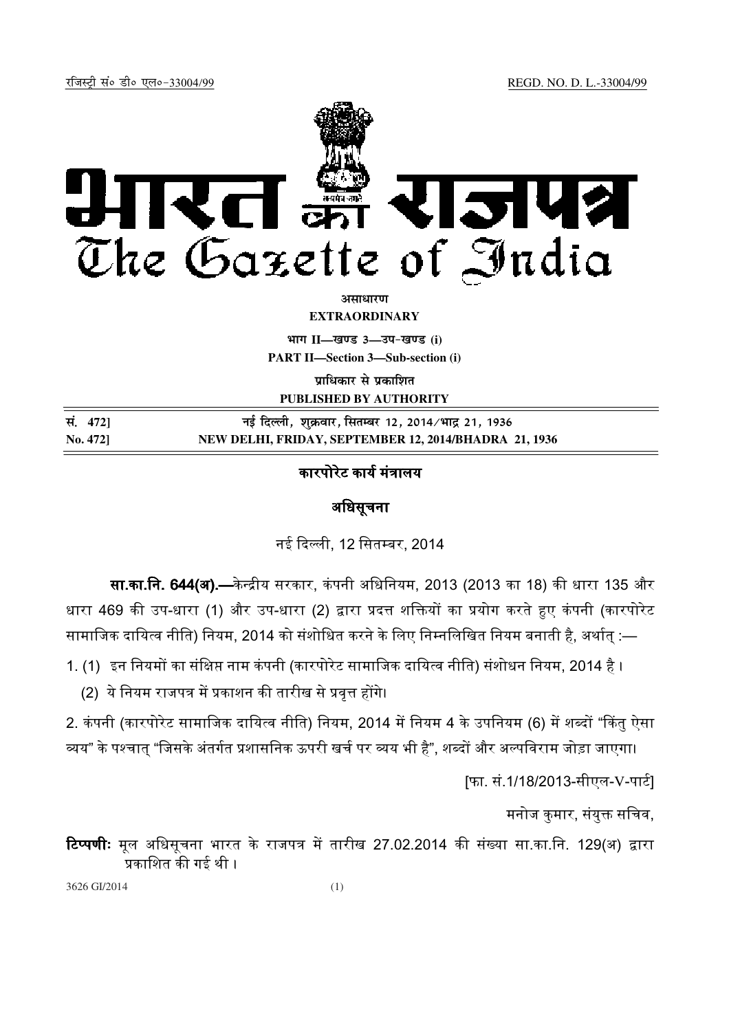रजिस्ट्री सं० डी० एल०-33004/99 REGD. NO. D. L.-33004/99

# भारत का राजपत्र
# The Gazette of India

**असाधारण**
**EXTRAORDINARY**

**भाग II—खण्ड 3—उप-खण्ड (i)**
**PART II—Section 3—Sub-section (i)**

**प्राधिकार से प्रकाशित**
**PUBLISHED BY AUTHORITY**

| | |
|---|---|
| सं. 472] | नई दिल्ली, शुक्रवार, सितम्बर 12, 2014/भाद्र 21, 1936 |
| No. 472] | NEW DELHI, FRIDAY, SEPTEMBER 12, 2014/BHADRA 21, 1936 |

## कारपोरेट कार्य मंत्रालय

## अधिसूचना

नई दिल्ली, 12 सितम्बर, 2014

**सा.का.नि. 644(अ).—**केन्द्रीय सरकार, कंपनी अधिनियम, 2013 (2013 का 18) की धारा 135 और धारा 469 की उप-धारा (1) और उप-धारा (2) द्वारा प्रदत्त शक्तियों का प्रयोग करते हुए कंपनी (कारपोरेट सामाजिक दायित्व नीति) नियम, 2014 को संशोधित करने के लिए निम्नलिखित नियम बनाती है, अर्थात् :—

1. (1) इन नियमों का संक्षिप्त नाम कंपनी (कारपोरेट सामाजिक दायित्व नीति) संशोधन नियम, 2014 है।

   (2) ये नियम राजपत्र में प्रकाशन की तारीख से प्रवृत्त होंगे।

2. कंपनी (कारपोरेट सामाजिक दायित्व नीति) नियम, 2014 में नियम 4 के उपनियम (6) में शब्दों "किंतु ऐसा व्यय" के पश्चात् "जिसके अंतर्गत प्रशासनिक ऊपरी खर्च पर व्यय भी है", शब्दों और अल्पविराम जोड़ा जाएगा।

[फा. सं.1/18/2013-सीएल-V-पार्ट]

मनोज कुमार, संयुक्त सचिव,

**टिप्पणीः** मूल अधिसूचना भारत के राजपत्र में तारीख 27.02.2014 की संख्या सा.का.नि. 129(अ) द्वारा प्रकाशित की गई थी।

3626 GI/2014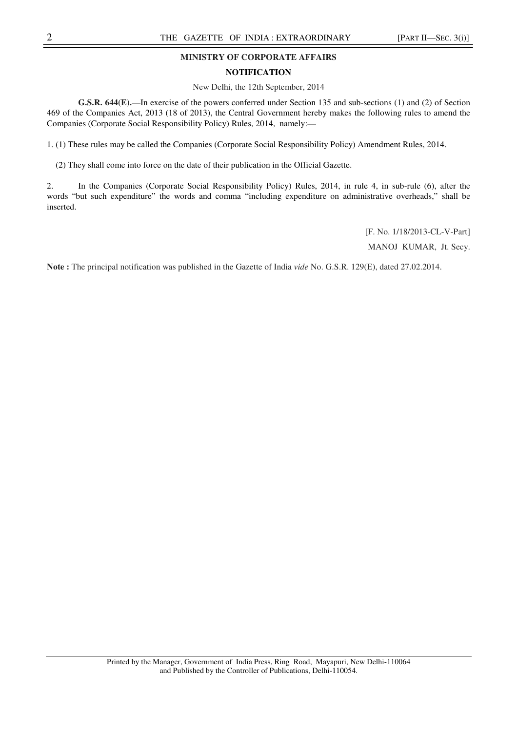**MINISTRY OF CORPORATE AFFAIRS**

**NOTIFICATION**

New Delhi, the 12th September, 2014

**G.S.R. 644(E).**—In exercise of the powers conferred under Section 135 and sub-sections (1) and (2) of Section 469 of the Companies Act, 2013 (18 of 2013), the Central Government hereby makes the following rules to amend the Companies (Corporate Social Responsibility Policy) Rules, 2014, namely:—

1. (1) These rules may be called the Companies (Corporate Social Responsibility Policy) Amendment Rules, 2014.

(2) They shall come into force on the date of their publication in the Official Gazette.

2. In the Companies (Corporate Social Responsibility Policy) Rules, 2014, in rule 4, in sub-rule (6), after the words "but such expenditure" the words and comma "including expenditure on administrative overheads," shall be inserted.

[F. No. 1/18/2013-CL-V-Part]

MANOJ KUMAR, Jt. Secy.

**Note :** The principal notification was published in the Gazette of India *vide* No. G.S.R. 129(E), dated 27.02.2014.

Printed by the Manager, Government of India Press, Ring Road, Mayapuri, New Delhi-110064
and Published by the Controller of Publications, Delhi-110054.